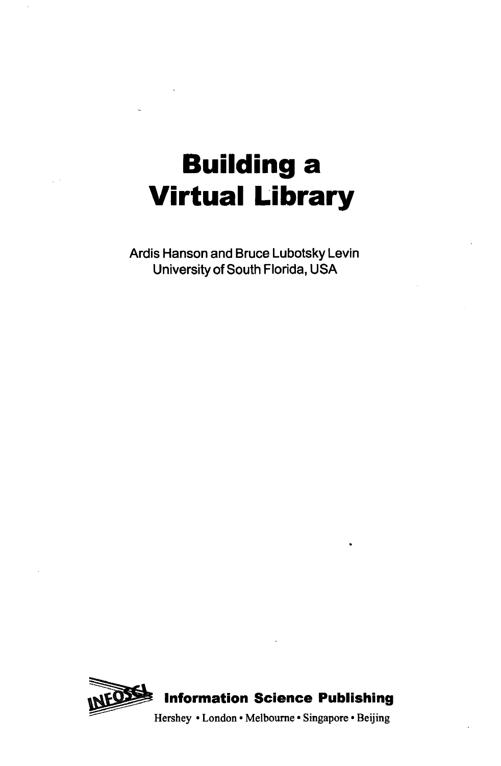# Building a Virtual Library

Ardis Hanson and Bruce Lubotsky Levin
University of South Florida, USA

**Information Science Publishing**

Hershey • London • Melbourne • Singapore • Beijing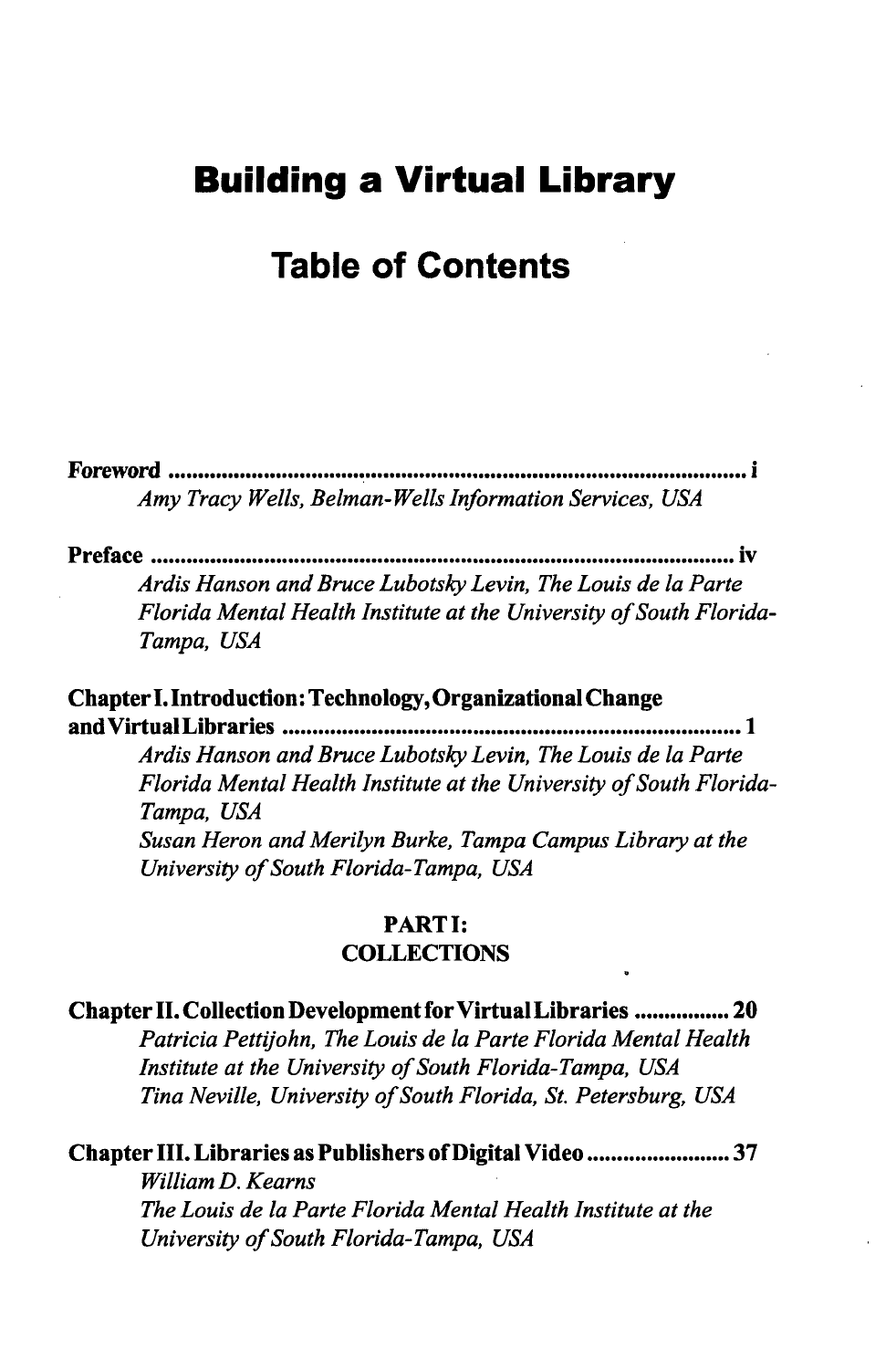# Building a Virtual Library

## Table of Contents

**Foreword** ..... **i**

*Amy Tracy Wells, Belman-Wells Information Services, USA*

**Preface** ..... **iv**

*Ardis Hanson and Bruce Lubotsky Levin, The Louis de la Parte Florida Mental Health Institute at the University of South Florida-Tampa, USA*

**Chapter I. Introduction: Technology, Organizational Change and Virtual Libraries** ..... **1**

*Ardis Hanson and Bruce Lubotsky Levin, The Louis de la Parte Florida Mental Health Institute at the University of South Florida-Tampa, USA*
*Susan Heron and Merilyn Burke, Tampa Campus Library at the University of South Florida-Tampa, USA*

### PART I: COLLECTIONS

**Chapter II. Collection Development for Virtual Libraries** ..... **20**

*Patricia Pettijohn, The Louis de la Parte Florida Mental Health Institute at the University of South Florida-Tampa, USA*
*Tina Neville, University of South Florida, St. Petersburg, USA*

**Chapter III. Libraries as Publishers of Digital Video** ..... **37**

*William D. Kearns*
*The Louis de la Parte Florida Mental Health Institute at the University of South Florida-Tampa, USA*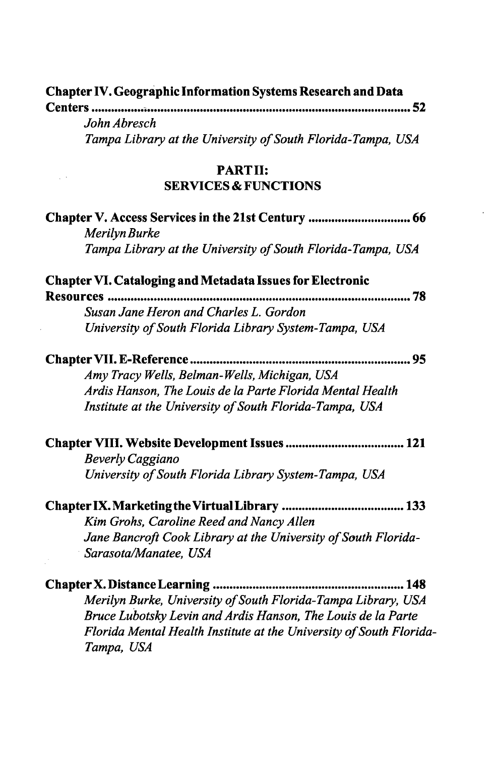**Chapter IV. Geographic Information Systems Research and Data Centers** ..... 52
*John Abresch*
*Tampa Library at the University of South Florida-Tampa, USA*

## PART II: SERVICES & FUNCTIONS

**Chapter V. Access Services in the 21st Century** ..... 66
*Merilyn Burke*
*Tampa Library at the University of South Florida-Tampa, USA*

**Chapter VI. Cataloging and Metadata Issues for Electronic Resources** ..... 78
*Susan Jane Heron and Charles L. Gordon*
*University of South Florida Library System-Tampa, USA*

**Chapter VII. E-Reference** ..... 95
*Amy Tracy Wells, Belman-Wells, Michigan, USA*
*Ardis Hanson, The Louis de la Parte Florida Mental Health Institute at the University of South Florida-Tampa, USA*

**Chapter VIII. Website Development Issues** ..... 121
*Beverly Caggiano*
*University of South Florida Library System-Tampa, USA*

**Chapter IX. Marketing the Virtual Library** ..... 133
*Kim Grohs, Caroline Reed and Nancy Allen*
*Jane Bancroft Cook Library at the University of South Florida-Sarasota/Manatee, USA*

**Chapter X. Distance Learning** ..... 148
*Merilyn Burke, University of South Florida-Tampa Library, USA*
*Bruce Lubotsky Levin and Ardis Hanson, The Louis de la Parte Florida Mental Health Institute at the University of South Florida-Tampa, USA*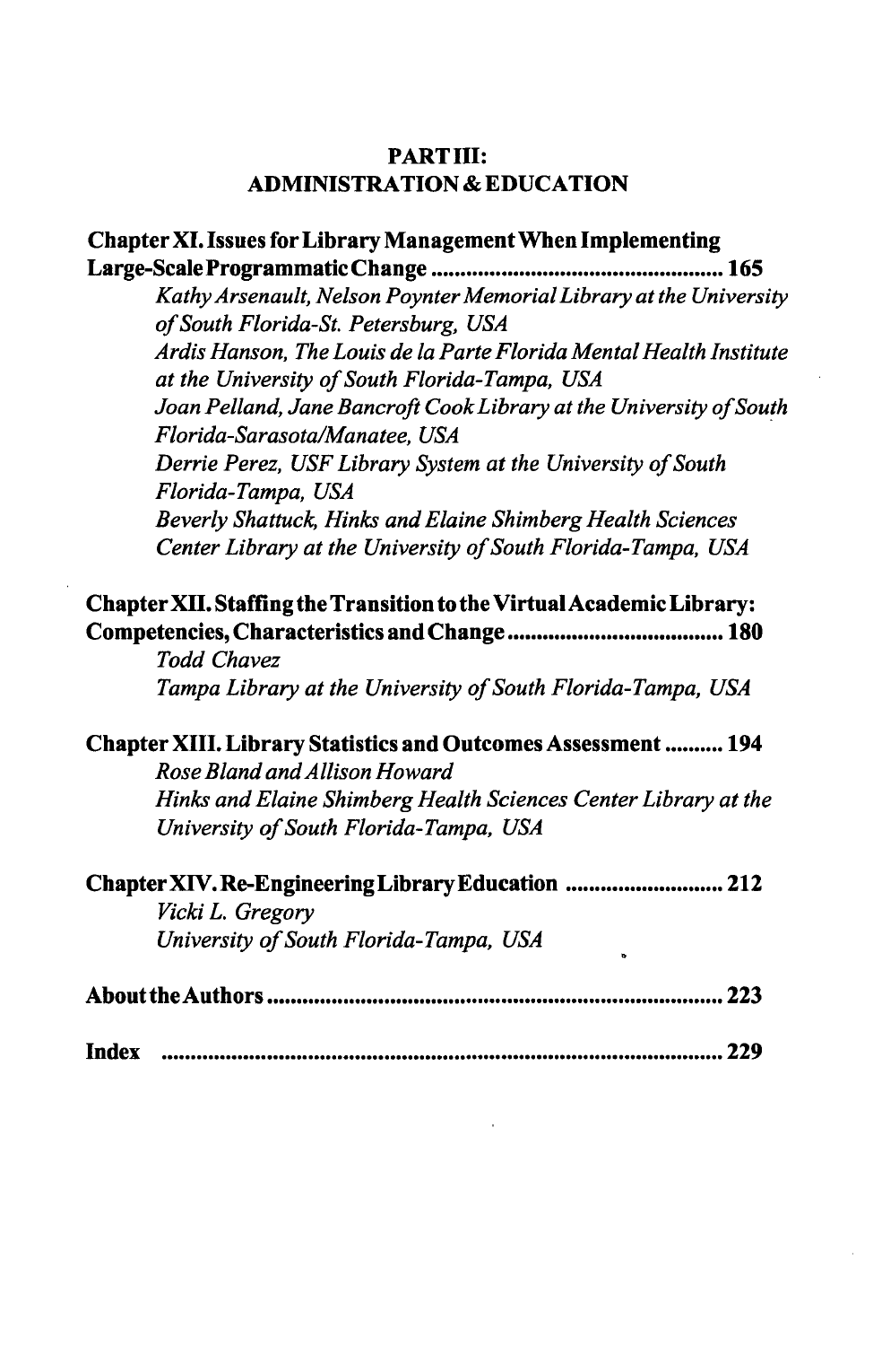## PART III: ADMINISTRATION & EDUCATION

**Chapter XI. Issues for Library Management When Implementing Large-Scale Programmatic Change .................................................. 165**

*Kathy Arsenault, Nelson Poynter Memorial Library at the University of South Florida-St. Petersburg, USA*
*Ardis Hanson, The Louis de la Parte Florida Mental Health Institute at the University of South Florida-Tampa, USA*
*Joan Pelland, Jane Bancroft Cook Library at the University of South Florida-Sarasota/Manatee, USA*
*Derrie Perez, USF Library System at the University of South Florida-Tampa, USA*
*Beverly Shattuck, Hinks and Elaine Shimberg Health Sciences Center Library at the University of South Florida-Tampa, USA*

**Chapter XII. Staffing the Transition to the Virtual Academic Library: Competencies, Characteristics and Change ..................................... 180**

*Todd Chavez*
*Tampa Library at the University of South Florida-Tampa, USA*

**Chapter XIII. Library Statistics and Outcomes Assessment .......... 194**

*Rose Bland and Allison Howard*
*Hinks and Elaine Shimberg Health Sciences Center Library at the University of South Florida-Tampa, USA*

**Chapter XIV. Re-Engineering Library Education ........................... 212**

*Vicki L. Gregory*
*University of South Florida-Tampa, USA*

**About the Authors .............................................................................. 223**

**Index .................................................................................................. 229**